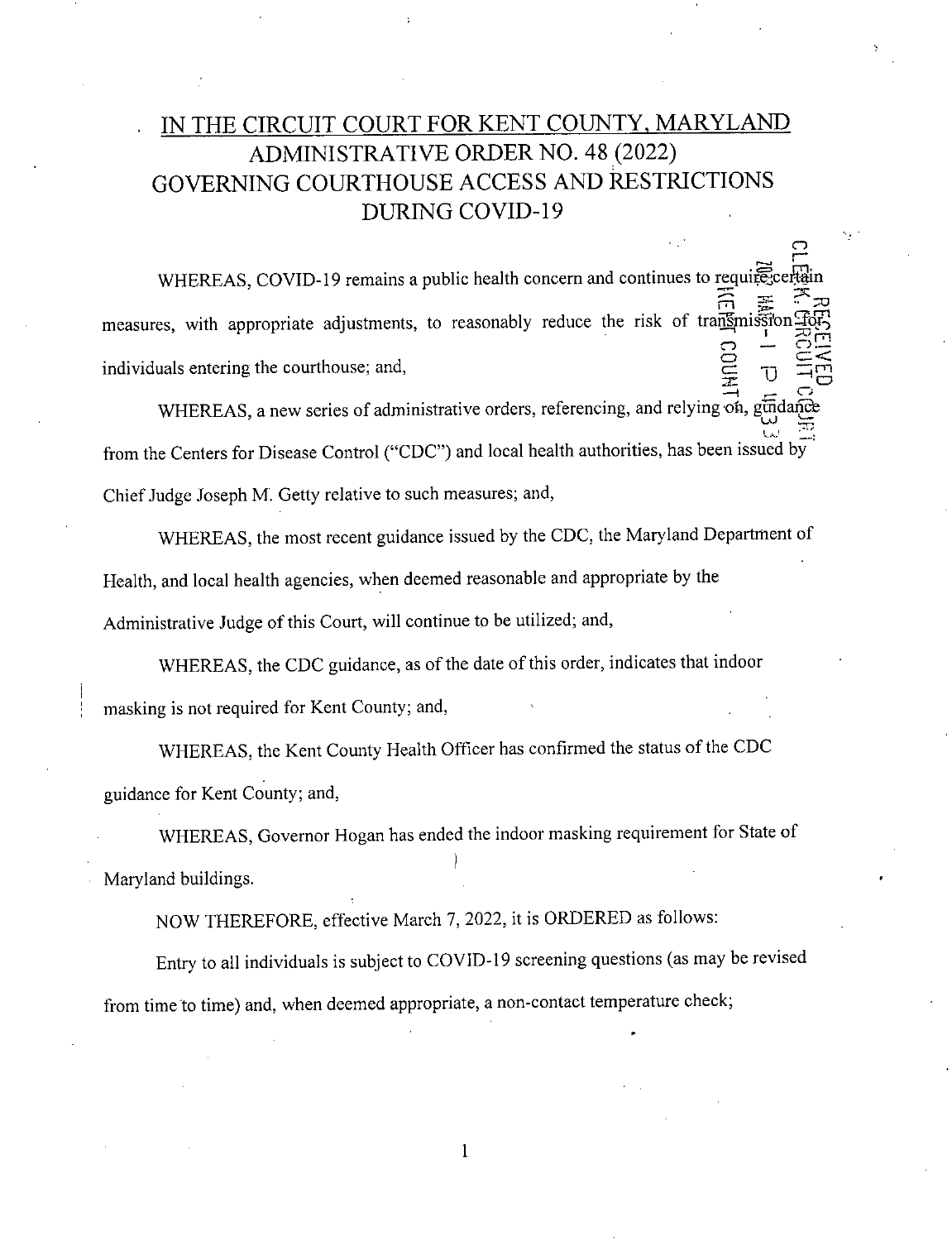# IN THE CIRCUIT COURT FOR KENT COUNTY, MARYLAND
## ADMINISTRATIVE ORDER NO. 48 (2022)
## GOVERNING COURTHOUSE ACCESS AND RESTRICTIONS DURING COVID-19

WHEREAS, COVID-19 remains a public health concern and continues to require certain measures, with appropriate adjustments, to reasonably reduce the risk of transmission for individuals entering the courthouse; and,

WHEREAS, a new series of administrative orders, referencing, and relying on, guidance from the Centers for Disease Control ("CDC") and local health authorities, has been issued by Chief Judge Joseph M. Getty relative to such measures; and,

WHEREAS, the most recent guidance issued by the CDC, the Maryland Department of Health, and local health agencies, when deemed reasonable and appropriate by the Administrative Judge of this Court, will continue to be utilized; and,

WHEREAS, the CDC guidance, as of the date of this order, indicates that indoor masking is not required for Kent County; and,

WHEREAS, the Kent County Health Officer has confirmed the status of the CDC guidance for Kent County; and,

WHEREAS, Governor Hogan has ended the indoor masking requirement for State of Maryland buildings.

NOW THEREFORE, effective March 7, 2022, it is ORDERED as follows:

Entry to all individuals is subject to COVID-19 screening questions (as may be revised from time to time) and, when deemed appropriate, a non-contact temperature check;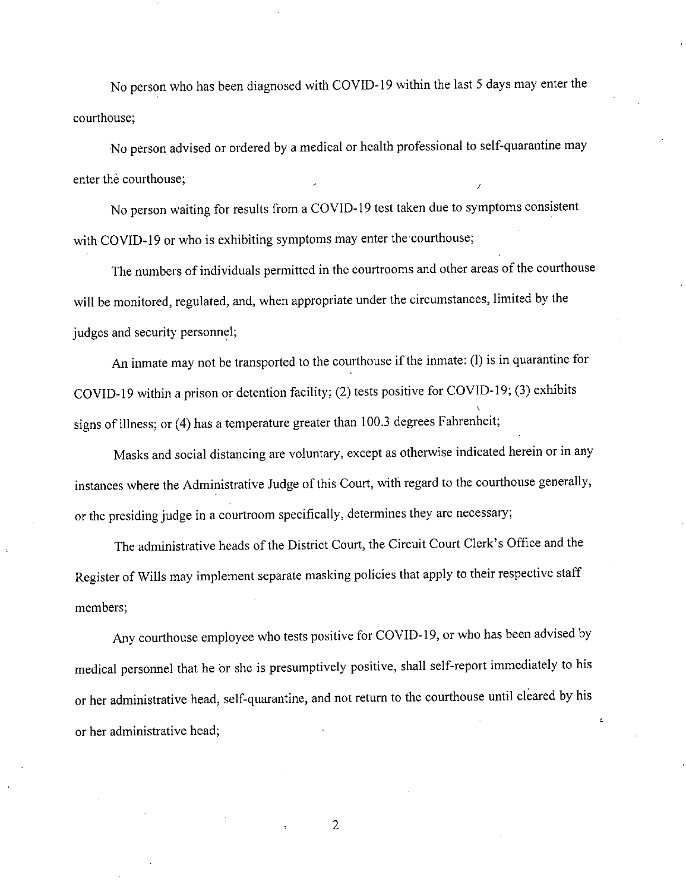No person who has been diagnosed with COVID-19 within the last 5 days may enter the courthouse;

No person advised or ordered by a medical or health professional to self-quarantine may enter the courthouse;

No person waiting for results from a COVID-19 test taken due to symptoms consistent with COVID-19 or who is exhibiting symptoms may enter the courthouse;

The numbers of individuals permitted in the courtrooms and other areas of the courthouse will be monitored, regulated, and, when appropriate under the circumstances, limited by the judges and security personnel;

An inmate may not be transported to the courthouse if the inmate: (1) is in quarantine for COVID-19 within a prison or detention facility; (2) tests positive for COVID-19; (3) exhibits signs of illness; or (4) has a temperature greater than 100.3 degrees Fahrenheit;

Masks and social distancing are voluntary, except as otherwise indicated herein or in any instances where the Administrative Judge of this Court, with regard to the courthouse generally, or the presiding judge in a courtroom specifically, determines they are necessary;

The administrative heads of the District Court, the Circuit Court Clerk's Office and the Register of Wills may implement separate masking policies that apply to their respective staff members;

Any courthouse employee who tests positive for COVID-19, or who has been advised by medical personnel that he or she is presumptively positive, shall self-report immediately to his or her administrative head, self-quarantine, and not return to the courthouse until cleared by his or her administrative head;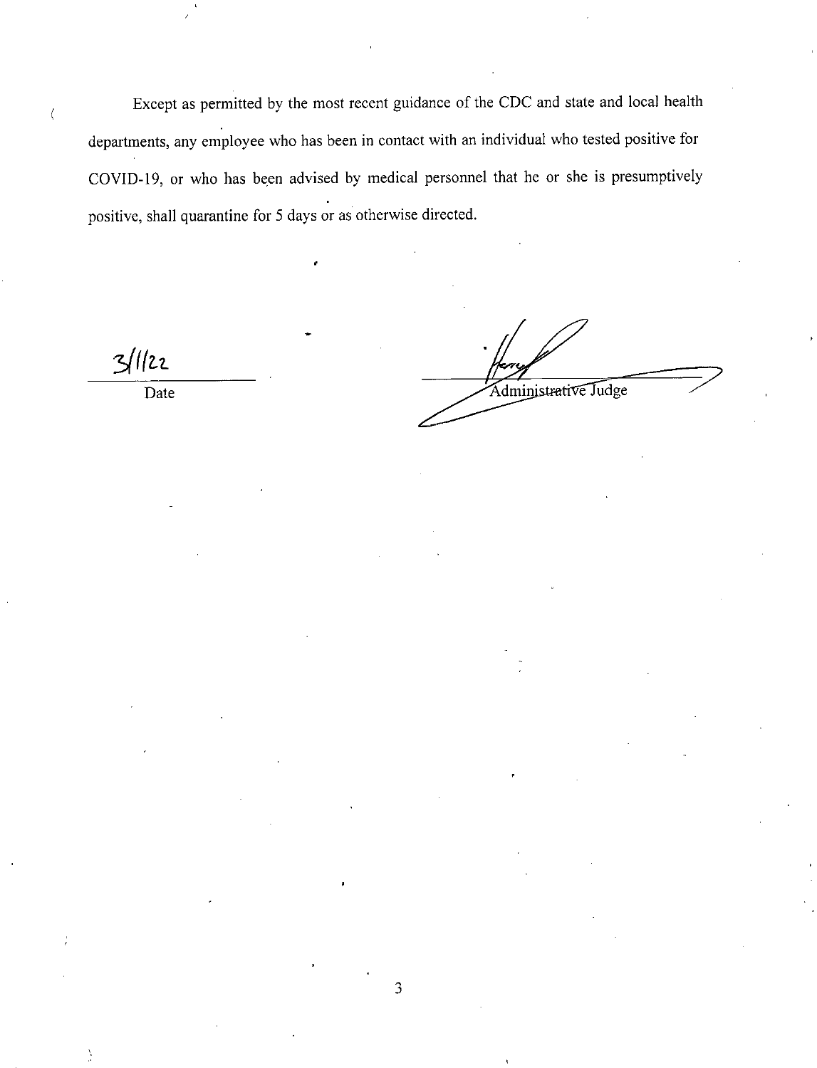Except as permitted by the most recent guidance of the CDC and state and local health departments, any employee who has been in contact with an individual who tested positive for COVID-19, or who has been advised by medical personnel that he or she is presumptively positive, shall quarantine for 5 days or as otherwise directed.

3/1/22
Date

Administrative Judge